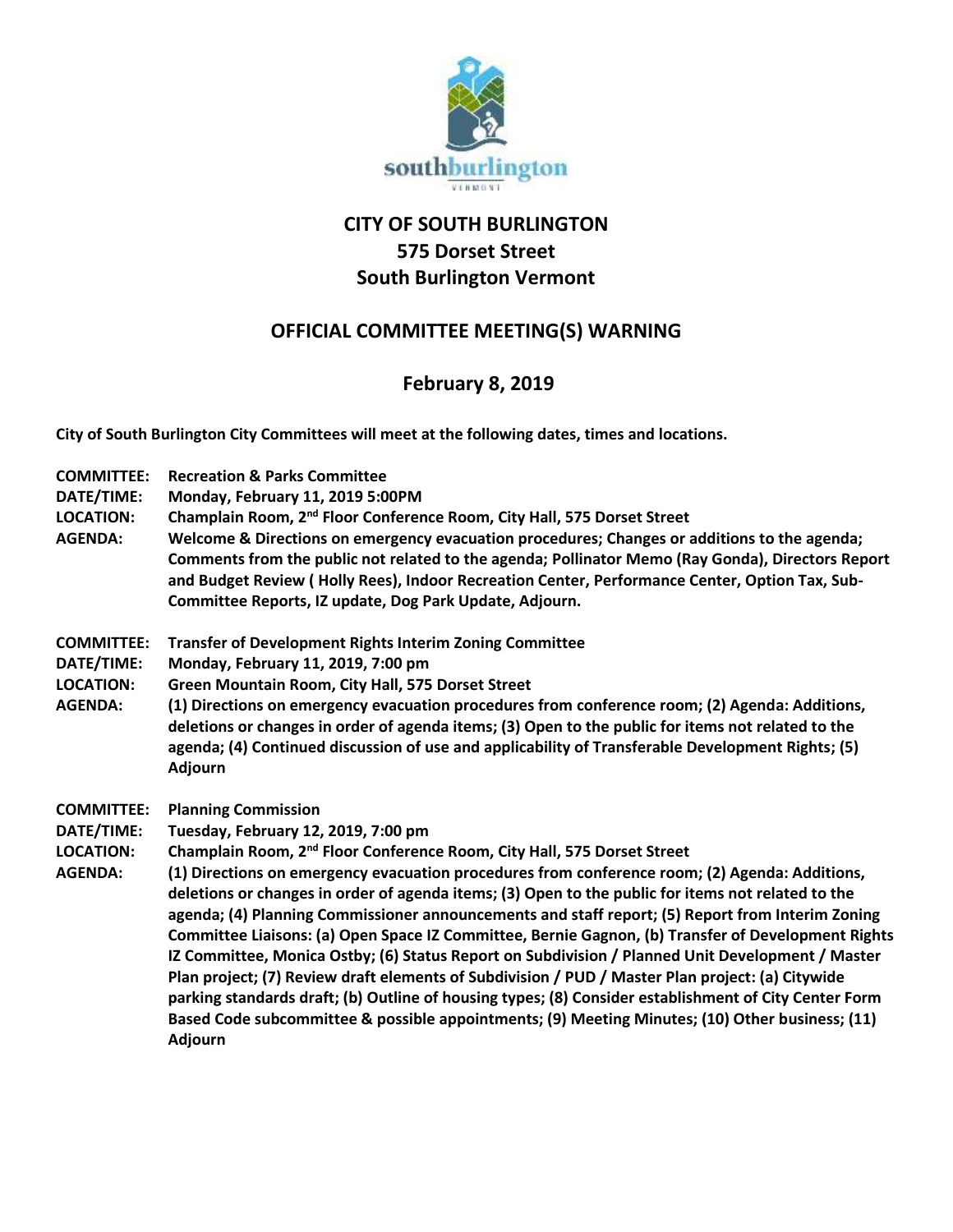# CITY OF SOUTH BURLINGTON
# 575 Dorset Street
# South Burlington Vermont

## OFFICIAL COMMITTEE MEETING(S) WARNING

## February 8, 2019

**City of South Burlington City Committees will meet at the following dates, times and locations.**

**COMMITTEE:** Recreation & Parks Committee
**DATE/TIME:** Monday, February 11, 2019 5:00PM
**LOCATION:** Champlain Room, 2nd Floor Conference Room, City Hall, 575 Dorset Street
**AGENDA:** Welcome & Directions on emergency evacuation procedures; Changes or additions to the agenda; Comments from the public not related to the agenda; Pollinator Memo (Ray Gonda), Directors Report and Budget Review ( Holly Rees), Indoor Recreation Center, Performance Center, Option Tax, Sub-Committee Reports, IZ update, Dog Park Update, Adjourn.

**COMMITTEE:** Transfer of Development Rights Interim Zoning Committee
**DATE/TIME:** Monday, February 11, 2019, 7:00 pm
**LOCATION:** Green Mountain Room, City Hall, 575 Dorset Street
**AGENDA:** (1) Directions on emergency evacuation procedures from conference room; (2) Agenda: Additions, deletions or changes in order of agenda items; (3) Open to the public for items not related to the agenda; (4) Continued discussion of use and applicability of Transferable Development Rights; (5) Adjourn

**COMMITTEE:** Planning Commission
**DATE/TIME:** Tuesday, February 12, 2019, 7:00 pm
**LOCATION:** Champlain Room, 2nd Floor Conference Room, City Hall, 575 Dorset Street
**AGENDA:** (1) Directions on emergency evacuation procedures from conference room; (2) Agenda: Additions, deletions or changes in order of agenda items; (3) Open to the public for items not related to the agenda; (4) Planning Commissioner announcements and staff report; (5) Report from Interim Zoning Committee Liaisons: (a) Open Space IZ Committee, Bernie Gagnon, (b) Transfer of Development Rights IZ Committee, Monica Ostby; (6) Status Report on Subdivision / Planned Unit Development / Master Plan project; (7) Review draft elements of Subdivision / PUD / Master Plan project: (a) Citywide parking standards draft; (b) Outline of housing types; (8) Consider establishment of City Center Form Based Code subcommittee & possible appointments; (9) Meeting Minutes; (10) Other business; (11) Adjourn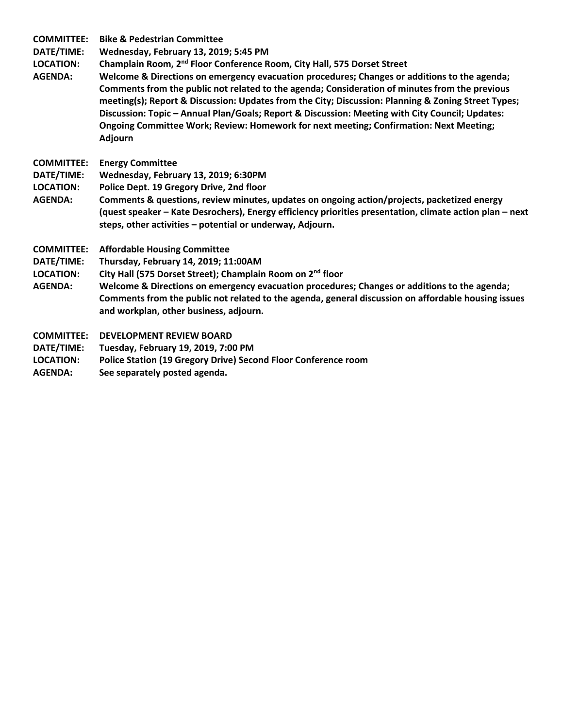**COMMITTEE:** **Bike & Pedestrian Committee**
**DATE/TIME:** **Wednesday, February 13, 2019; 5:45 PM**
**LOCATION:** **Champlain Room, 2nd Floor Conference Room, City Hall, 575 Dorset Street**
**AGENDA:** **Welcome & Directions on emergency evacuation procedures; Changes or additions to the agenda; Comments from the public not related to the agenda; Consideration of minutes from the previous meeting(s); Report & Discussion: Updates from the City; Discussion: Planning & Zoning Street Types; Discussion: Topic – Annual Plan/Goals; Report & Discussion: Meeting with City Council; Updates: Ongoing Committee Work; Review: Homework for next meeting; Confirmation: Next Meeting; Adjourn**

**COMMITTEE:** **Energy Committee**
**DATE/TIME:** **Wednesday, February 13, 2019; 6:30PM**
**LOCATION:** **Police Dept. 19 Gregory Drive, 2nd floor**
**AGENDA:** **Comments & questions, review minutes, updates on ongoing action/projects, packetized energy (quest speaker – Kate Desrochers), Energy efficiency priorities presentation, climate action plan – next steps, other activities – potential or underway, Adjourn.**

**COMMITTEE:** **Affordable Housing Committee**
**DATE/TIME:** **Thursday, February 14, 2019; 11:00AM**
**LOCATION:** **City Hall (575 Dorset Street); Champlain Room on 2nd floor**
**AGENDA:** **Welcome & Directions on emergency evacuation procedures; Changes or additions to the agenda; Comments from the public not related to the agenda, general discussion on affordable housing issues and workplan, other business, adjourn.**

**COMMITTEE:** **DEVELOPMENT REVIEW BOARD**
**DATE/TIME:** **Tuesday, February 19, 2019, 7:00 PM**
**LOCATION:** **Police Station (19 Gregory Drive) Second Floor Conference room**
**AGENDA:** **See separately posted agenda.**